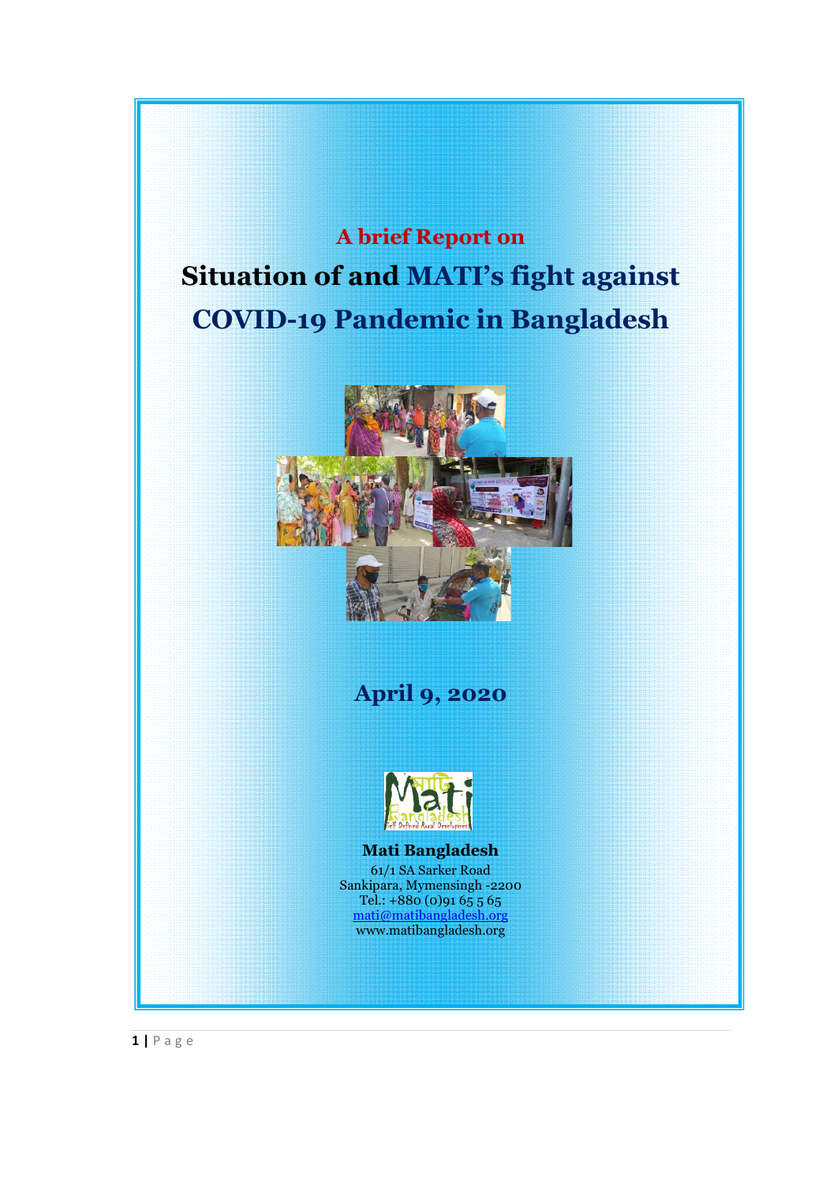A brief Report on

# Situation of and MATI's fight against COVID-19 Pandemic in Bangladesh

## April 9, 2020

**Mati Bangladesh**

61/1 SA Sarker Road
Sankipara, Mymensingh -2200
Tel.: +880 (0)91 65 5 65
mati@matibangladesh.org
www.matibangladesh.org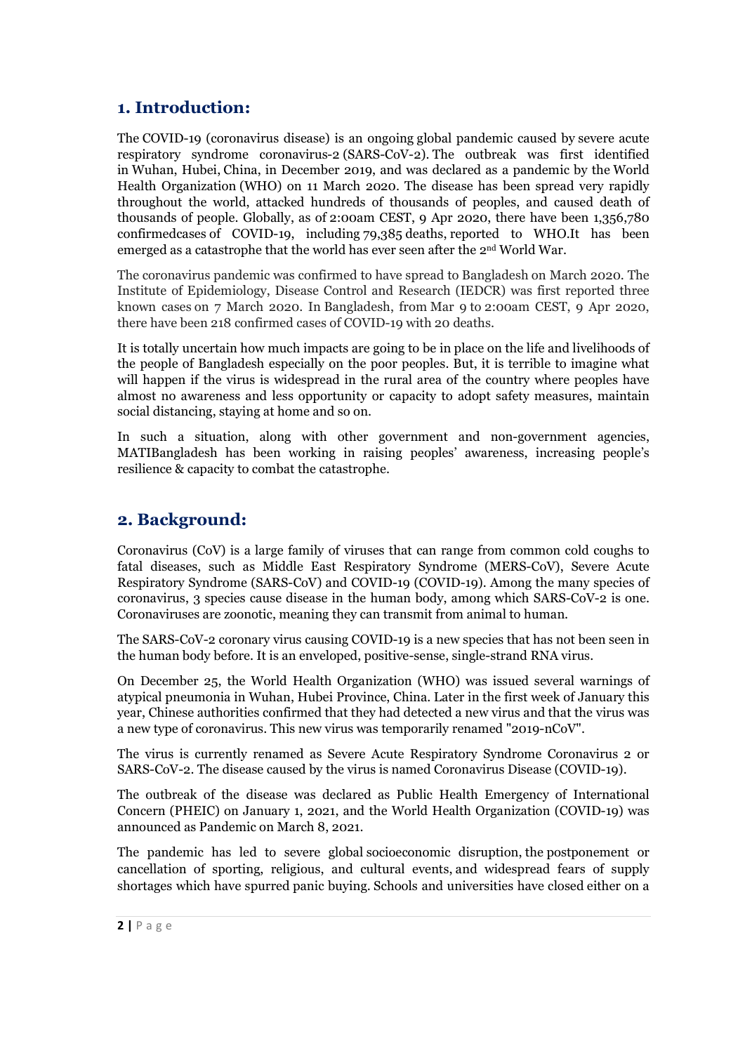## 1. Introduction:

The COVID-19 (coronavirus disease) is an ongoing global pandemic caused by severe acute respiratory syndrome coronavirus-2 (SARS-CoV-2). The outbreak was first identified in Wuhan, Hubei, China, in December 2019, and was declared as a pandemic by the World Health Organization (WHO) on 11 March 2020. The disease has been spread very rapidly throughout the world, attacked hundreds of thousands of peoples, and caused death of thousands of people. Globally, as of 2:00am CEST, 9 Apr 2020, there have been 1,356,780 confirmedcases of COVID-19, including 79,385 deaths, reported to WHO.It has been emerged as a catastrophe that the world has ever seen after the 2nd World War.

The coronavirus pandemic was confirmed to have spread to Bangladesh on March 2020. The Institute of Epidemiology, Disease Control and Research (IEDCR) was first reported three known cases on 7 March 2020. In Bangladesh, from Mar 9 to 2:00am CEST, 9 Apr 2020, there have been 218 confirmed cases of COVID-19 with 20 deaths.

It is totally uncertain how much impacts are going to be in place on the life and livelihoods of the people of Bangladesh especially on the poor peoples. But, it is terrible to imagine what will happen if the virus is widespread in the rural area of the country where peoples have almost no awareness and less opportunity or capacity to adopt safety measures, maintain social distancing, staying at home and so on.

In such a situation, along with other government and non-government agencies, MATIBangladesh has been working in raising peoples' awareness, increasing people's resilience & capacity to combat the catastrophe.

## 2. Background:

Coronavirus (CoV) is a large family of viruses that can range from common cold coughs to fatal diseases, such as Middle East Respiratory Syndrome (MERS-CoV), Severe Acute Respiratory Syndrome (SARS-CoV) and COVID-19 (COVID-19). Among the many species of coronavirus, 3 species cause disease in the human body, among which SARS-CoV-2 is one. Coronaviruses are zoonotic, meaning they can transmit from animal to human.

The SARS-CoV-2 coronary virus causing COVID-19 is a new species that has not been seen in the human body before. It is an enveloped, positive-sense, single-strand RNA virus.

On December 25, the World Health Organization (WHO) was issued several warnings of atypical pneumonia in Wuhan, Hubei Province, China. Later in the first week of January this year, Chinese authorities confirmed that they had detected a new virus and that the virus was a new type of coronavirus. This new virus was temporarily renamed "2019-nCoV".

The virus is currently renamed as Severe Acute Respiratory Syndrome Coronavirus 2 or SARS-CoV-2. The disease caused by the virus is named Coronavirus Disease (COVID-19).

The outbreak of the disease was declared as Public Health Emergency of International Concern (PHEIC) on January 1, 2021, and the World Health Organization (COVID-19) was announced as Pandemic on March 8, 2021.

The pandemic has led to severe global socioeconomic disruption, the postponement or cancellation of sporting, religious, and cultural events, and widespread fears of supply shortages which have spurred panic buying. Schools and universities have closed either on a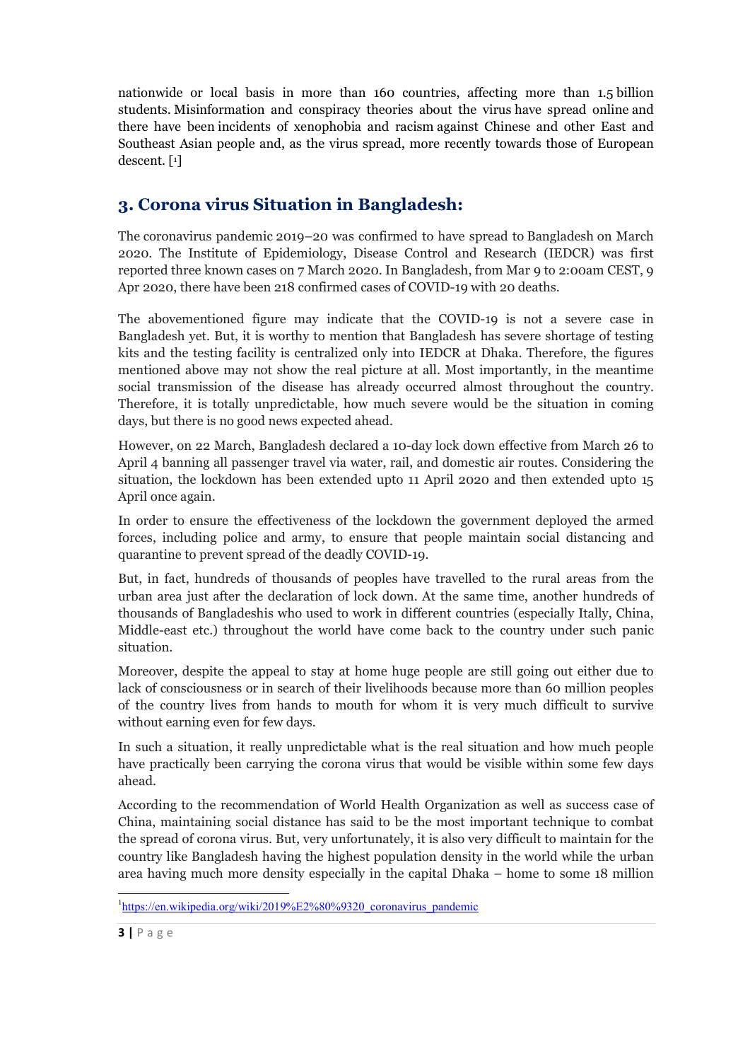nationwide or local basis in more than 160 countries, affecting more than 1.5 billion students. Misinformation and conspiracy theories about the virus have spread online and there have been incidents of xenophobia and racism against Chinese and other East and Southeast Asian people and, as the virus spread, more recently towards those of European descent. [1]

## 3. Corona virus Situation in Bangladesh:

The coronavirus pandemic 2019–20 was confirmed to have spread to Bangladesh on March 2020. The Institute of Epidemiology, Disease Control and Research (IEDCR) was first reported three known cases on 7 March 2020. In Bangladesh, from Mar 9 to 2:00am CEST, 9 Apr 2020, there have been 218 confirmed cases of COVID-19 with 20 deaths.

The abovementioned figure may indicate that the COVID-19 is not a severe case in Bangladesh yet. But, it is worthy to mention that Bangladesh has severe shortage of testing kits and the testing facility is centralized only into IEDCR at Dhaka. Therefore, the figures mentioned above may not show the real picture at all. Most importantly, in the meantime social transmission of the disease has already occurred almost throughout the country. Therefore, it is totally unpredictable, how much severe would be the situation in coming days, but there is no good news expected ahead.

However, on 22 March, Bangladesh declared a 10-day lock down effective from March 26 to April 4 banning all passenger travel via water, rail, and domestic air routes. Considering the situation, the lockdown has been extended upto 11 April 2020 and then extended upto 15 April once again.

In order to ensure the effectiveness of the lockdown the government deployed the armed forces, including police and army, to ensure that people maintain social distancing and quarantine to prevent spread of the deadly COVID-19.

But, in fact, hundreds of thousands of peoples have travelled to the rural areas from the urban area just after the declaration of lock down. At the same time, another hundreds of thousands of Bangladeshis who used to work in different countries (especially Itally, China, Middle-east etc.) throughout the world have come back to the country under such panic situation.

Moreover, despite the appeal to stay at home huge people are still going out either due to lack of consciousness or in search of their livelihoods because more than 60 million peoples of the country lives from hands to mouth for whom it is very much difficult to survive without earning even for few days.

In such a situation, it really unpredictable what is the real situation and how much people have practically been carrying the corona virus that would be visible within some few days ahead.

According to the recommendation of World Health Organization as well as success case of China, maintaining social distance has said to be the most important technique to combat the spread of corona virus. But, very unfortunately, it is also very difficult to maintain for the country like Bangladesh having the highest population density in the world while the urban area having much more density especially in the capital Dhaka – home to some 18 million

[1] https://en.wikipedia.org/wiki/2019%E2%80%9320_coronavirus_pandemic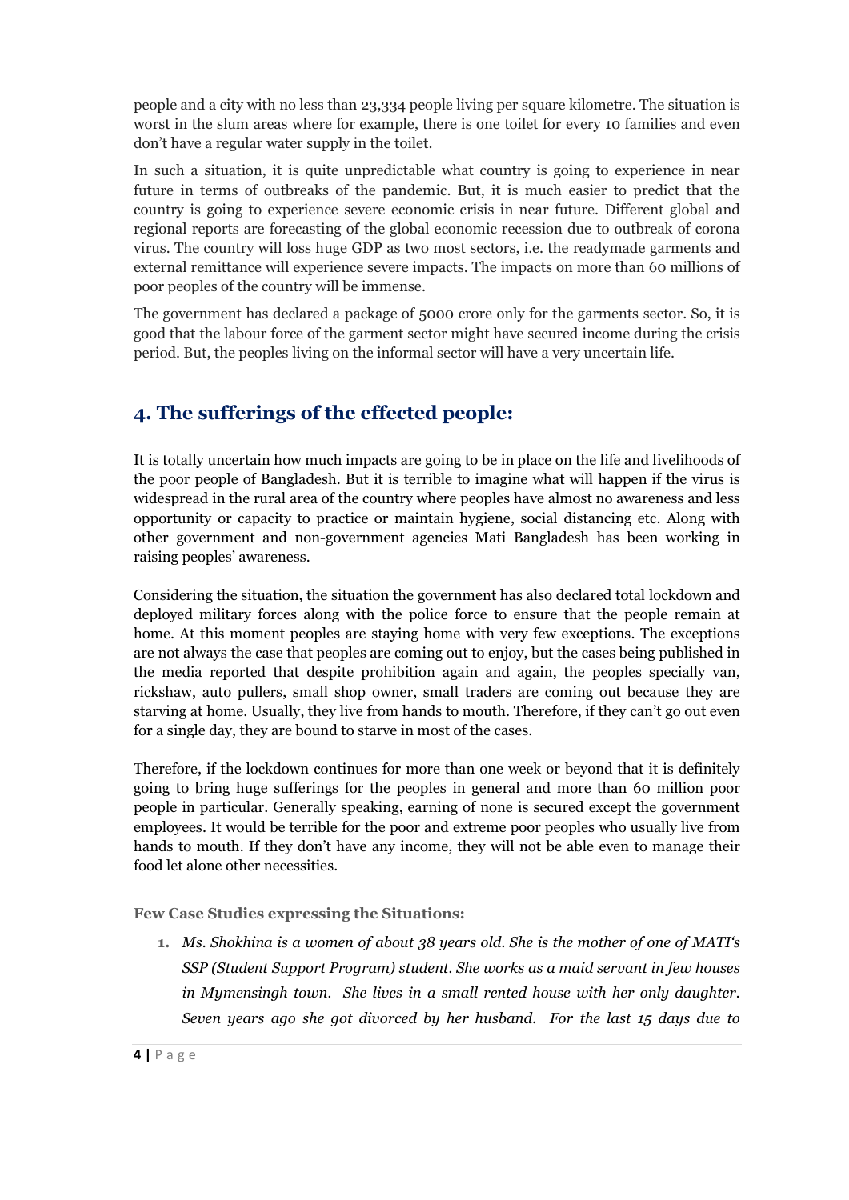people and a city with no less than 23,334 people living per square kilometre. The situation is worst in the slum areas where for example, there is one toilet for every 10 families and even don't have a regular water supply in the toilet.

In such a situation, it is quite unpredictable what country is going to experience in near future in terms of outbreaks of the pandemic. But, it is much easier to predict that the country is going to experience severe economic crisis in near future. Different global and regional reports are forecasting of the global economic recession due to outbreak of corona virus. The country will loss huge GDP as two most sectors, i.e. the readymade garments and external remittance will experience severe impacts. The impacts on more than 60 millions of poor peoples of the country will be immense.

The government has declared a package of 5000 crore only for the garments sector. So, it is good that the labour force of the garment sector might have secured income during the crisis period. But, the peoples living on the informal sector will have a very uncertain life.

## 4. The sufferings of the effected people:

It is totally uncertain how much impacts are going to be in place on the life and livelihoods of the poor people of Bangladesh. But it is terrible to imagine what will happen if the virus is widespread in the rural area of the country where peoples have almost no awareness and less opportunity or capacity to practice or maintain hygiene, social distancing etc. Along with other government and non-government agencies Mati Bangladesh has been working in raising peoples' awareness.

Considering the situation, the situation the government has also declared total lockdown and deployed military forces along with the police force to ensure that the people remain at home. At this moment peoples are staying home with very few exceptions. The exceptions are not always the case that peoples are coming out to enjoy, but the cases being published in the media reported that despite prohibition again and again, the peoples specially van, rickshaw, auto pullers, small shop owner, small traders are coming out because they are starving at home. Usually, they live from hands to mouth. Therefore, if they can't go out even for a single day, they are bound to starve in most of the cases.

Therefore, if the lockdown continues for more than one week or beyond that it is definitely going to bring huge sufferings for the peoples in general and more than 60 million poor people in particular. Generally speaking, earning of none is secured except the government employees. It would be terrible for the poor and extreme poor peoples who usually live from hands to mouth. If they don't have any income, they will not be able even to manage their food let alone other necessities.

**Few Case Studies expressing the Situations:**

1. *Ms. Shokhina is a women of about 38 years old. She is the mother of one of MATI's SSP (Student Support Program) student. She works as a maid servant in few houses in Mymensingh town. She lives in a small rented house with her only daughter. Seven years ago she got divorced by her husband. For the last 15 days due to*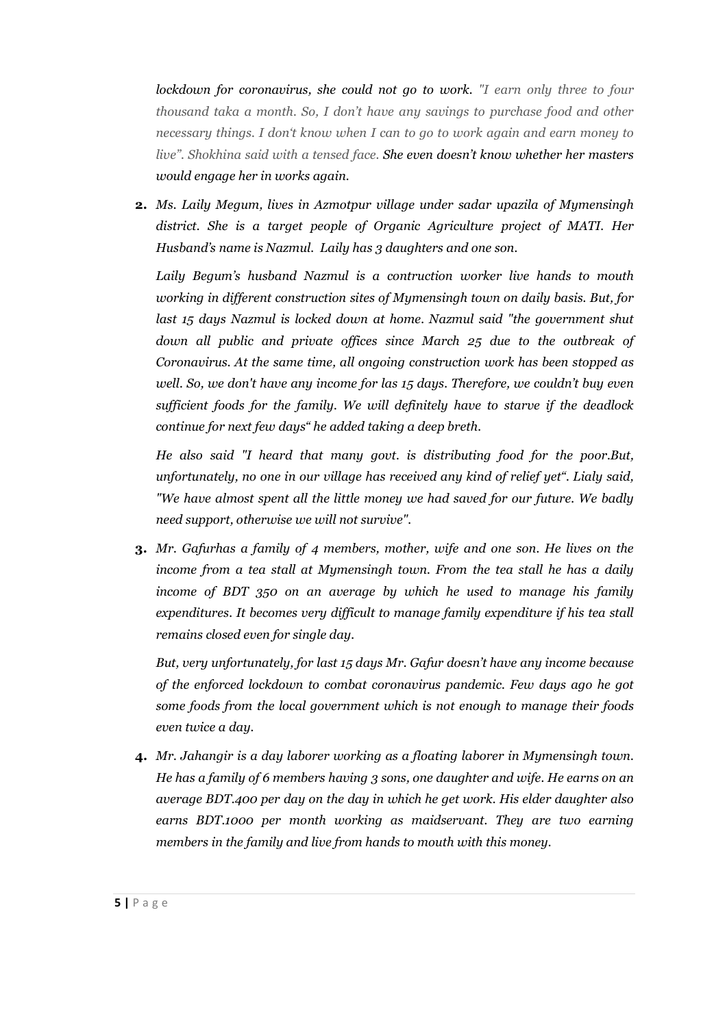*lockdown for coronavirus, she could not go to work. "I earn only three to four thousand taka a month. So, I don't have any savings to purchase food and other necessary things. I don't know when I can to go to work again and earn money to live". Shokhina said with a tensed face. She even doesn't know whether her masters would engage her in works again.*

2. *Ms. Laily Megum, lives in Azmotpur village under sadar upazila of Mymensingh district. She is a target people of Organic Agriculture project of MATI. Her Husband's name is Nazmul. Laily has 3 daughters and one son.*

   *Laily Begum's husband Nazmul is a contruction worker live hands to mouth working in different construction sites of Mymensingh town on daily basis. But, for last 15 days Nazmul is locked down at home. Nazmul said "the government shut down all public and private offices since March 25 due to the outbreak of Coronavirus. At the same time, all ongoing construction work has been stopped as well. So, we don't have any income for las 15 days. Therefore, we couldn't buy even sufficient foods for the family. We will definitely have to starve if the deadlock continue for next few days" he added taking a deep breth.*

   *He also said "I heard that many govt. is distributing food for the poor.But, unfortunately, no one in our village has received any kind of relief yet". Lialy said, "We have almost spent all the little money we had saved for our future. We badly need support, otherwise we will not survive".*

3. *Mr. Gafurhas a family of 4 members, mother, wife and one son. He lives on the income from a tea stall at Mymensingh town. From the tea stall he has a daily income of BDT 350 on an average by which he used to manage his family expenditures. It becomes very difficult to manage family expenditure if his tea stall remains closed even for single day.*

   *But, very unfortunately, for last 15 days Mr. Gafur doesn't have any income because of the enforced lockdown to combat coronavirus pandemic. Few days ago he got some foods from the local government which is not enough to manage their foods even twice a day.*

4. *Mr. Jahangir is a day laborer working as a floating laborer in Mymensingh town. He has a family of 6 members having 3 sons, one daughter and wife. He earns on an average BDT.400 per day on the day in which he get work. His elder daughter also earns BDT.1000 per month working as maidservant. They are two earning members in the family and live from hands to mouth with this money.*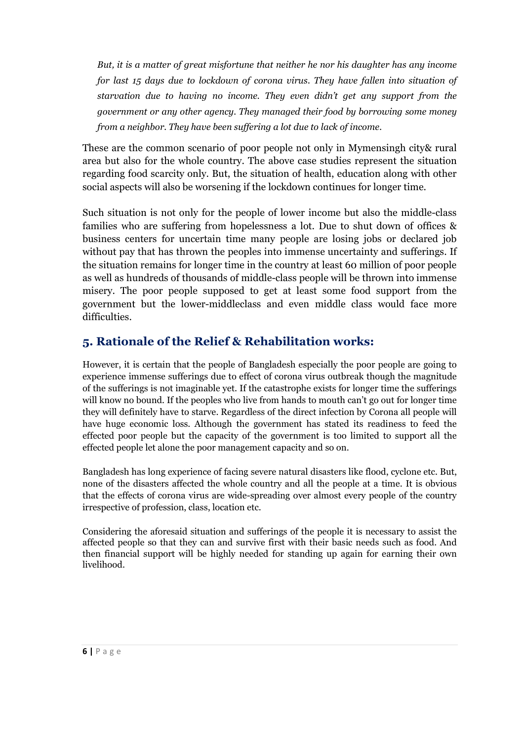*But, it is a matter of great misfortune that neither he nor his daughter has any income for last 15 days due to lockdown of corona virus. They have fallen into situation of starvation due to having no income. They even didn't get any support from the government or any other agency. They managed their food by borrowing some money from a neighbor. They have been suffering a lot due to lack of income.*

These are the common scenario of poor people not only in Mymensingh city& rural area but also for the whole country. The above case studies represent the situation regarding food scarcity only. But, the situation of health, education along with other social aspects will also be worsening if the lockdown continues for longer time.

Such situation is not only for the people of lower income but also the middle-class families who are suffering from hopelessness a lot. Due to shut down of offices & business centers for uncertain time many people are losing jobs or declared job without pay that has thrown the peoples into immense uncertainty and sufferings. If the situation remains for longer time in the country at least 60 million of poor people as well as hundreds of thousands of middle-class people will be thrown into immense misery. The poor people supposed to get at least some food support from the government but the lower-middleclass and even middle class would face more difficulties.

## 5. Rationale of the Relief & Rehabilitation works:

However, it is certain that the people of Bangladesh especially the poor people are going to experience immense sufferings due to effect of corona virus outbreak though the magnitude of the sufferings is not imaginable yet. If the catastrophe exists for longer time the sufferings will know no bound. If the peoples who live from hands to mouth can't go out for longer time they will definitely have to starve. Regardless of the direct infection by Corona all people will have huge economic loss. Although the government has stated its readiness to feed the effected poor people but the capacity of the government is too limited to support all the effected people let alone the poor management capacity and so on.

Bangladesh has long experience of facing severe natural disasters like flood, cyclone etc. But, none of the disasters affected the whole country and all the people at a time. It is obvious that the effects of corona virus are wide-spreading over almost every people of the country irrespective of profession, class, location etc.

Considering the aforesaid situation and sufferings of the people it is necessary to assist the affected people so that they can and survive first with their basic needs such as food. And then financial support will be highly needed for standing up again for earning their own livelihood.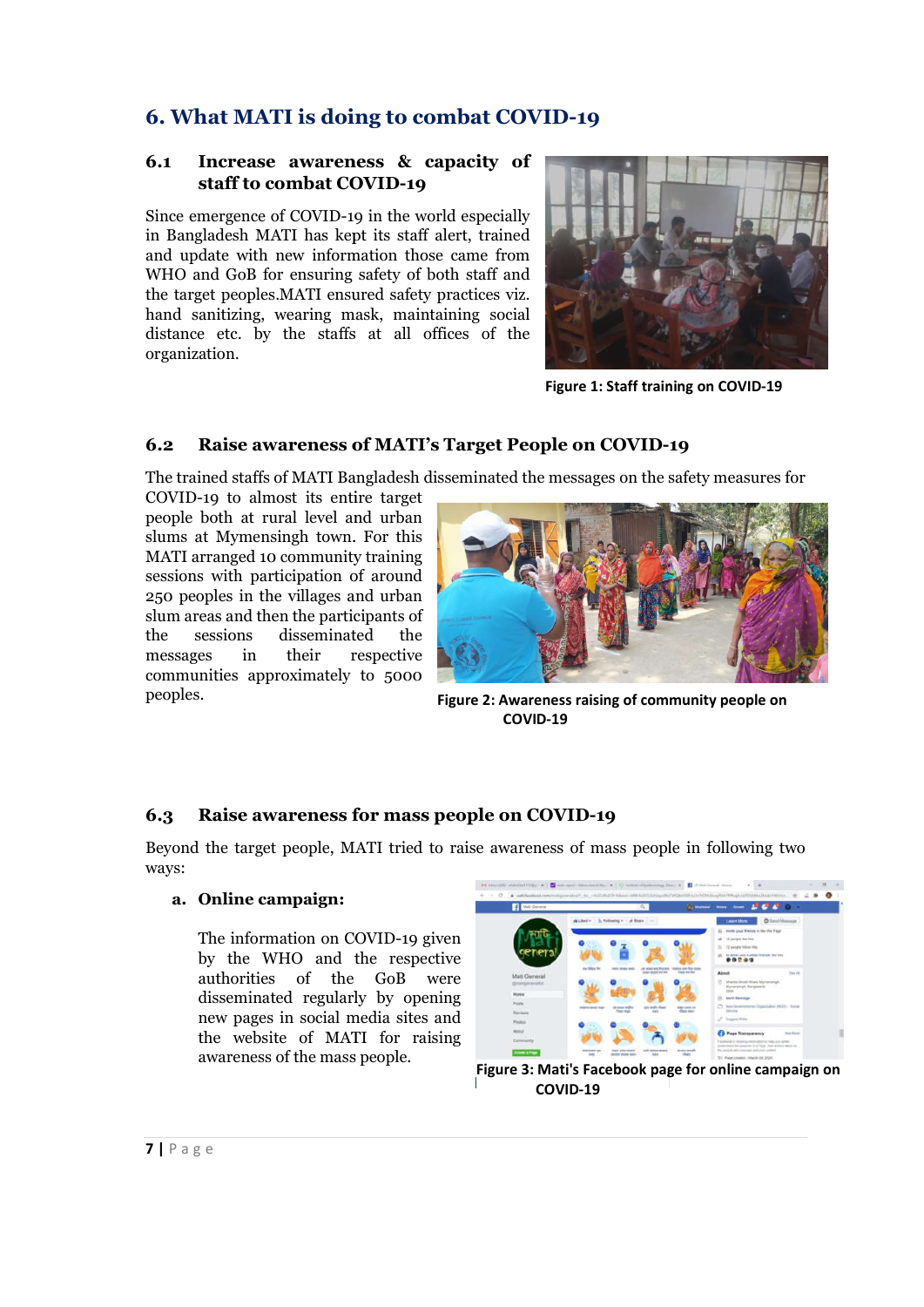# 6. What MATI is doing to combat COVID-19

## 6.1 Increase awareness & capacity of staff to combat COVID-19

Since emergence of COVID-19 in the world especially in Bangladesh MATI has kept its staff alert, trained and update with new information those came from WHO and GoB for ensuring safety of both staff and the target peoples.MATI ensured safety practices viz. hand sanitizing, wearing mask, maintaining social distance etc. by the staffs at all offices of the organization.

**Figure 1: Staff training on COVID-19**

## 6.2 Raise awareness of MATI's Target People on COVID-19

The trained staffs of MATI Bangladesh disseminated the messages on the safety measures for COVID-19 to almost its entire target people both at rural level and urban slums at Mymensingh town. For this MATI arranged 10 community training sessions with participation of around 250 peoples in the villages and urban slum areas and then the participants of the sessions disseminated the messages in their respective communities approximately to 5000 peoples.

**Figure 2: Awareness raising of community people on COVID-19**

## 6.3 Raise awareness for mass people on COVID-19

Beyond the target people, MATI tried to raise awareness of mass people in following two ways:

**a. Online campaign:**

The information on COVID-19 given by the WHO and the respective authorities of the GoB were disseminated regularly by opening new pages in social media sites and the website of MATI for raising awareness of the mass people.

**Figure 3: Mati's Facebook page for online campaign on COVID-19**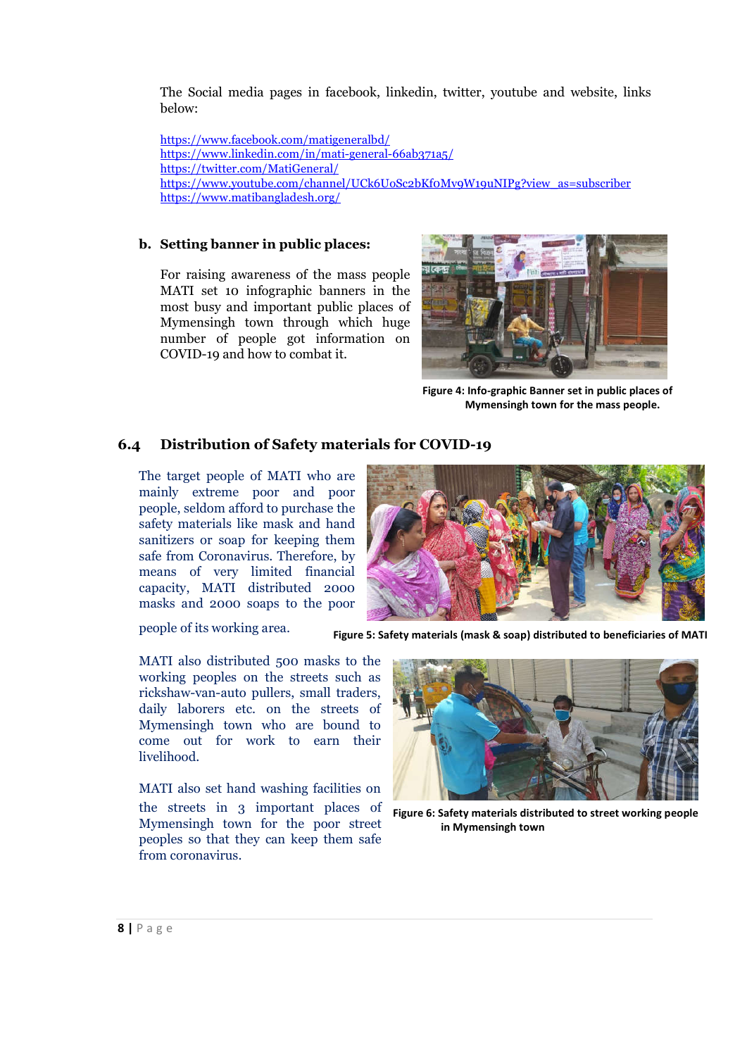The Social media pages in facebook, linkedin, twitter, youtube and website, links below:

https://www.facebook.com/matigeneralbd/
https://www.linkedin.com/in/mati-general-66ab371a5/
https://twitter.com/MatiGeneral/
https://www.youtube.com/channel/UCk6UoSc2bKfoMv9W19uNIPg?view_as=subscriber
https://www.matibangladesh.org/

**b. Setting banner in public places:**

For raising awareness of the mass people MATI set 10 infographic banners in the most busy and important public places of Mymensingh town through which huge number of people got information on COVID-19 and how to combat it.

**Figure 4: Info-graphic Banner set in public places of Mymensingh town for the mass people.**

## 6.4 Distribution of Safety materials for COVID-19

The target people of MATI who are mainly extreme poor and poor people, seldom afford to purchase the safety materials like mask and hand sanitizers or soap for keeping them safe from Coronavirus. Therefore, by means of very limited financial capacity, MATI distributed 2000 masks and 2000 soaps to the poor people of its working area.

**Figure 5: Safety materials (mask & soap) distributed to beneficiaries of MATI**

MATI also distributed 500 masks to the working peoples on the streets such as rickshaw-van-auto pullers, small traders, daily laborers etc. on the streets of Mymensingh town who are bound to come out for work to earn their livelihood.

MATI also set hand washing facilities on the streets in 3 important places of Mymensingh town for the poor street peoples so that they can keep them safe from coronavirus.

**Figure 6: Safety materials distributed to street working people in Mymensingh town**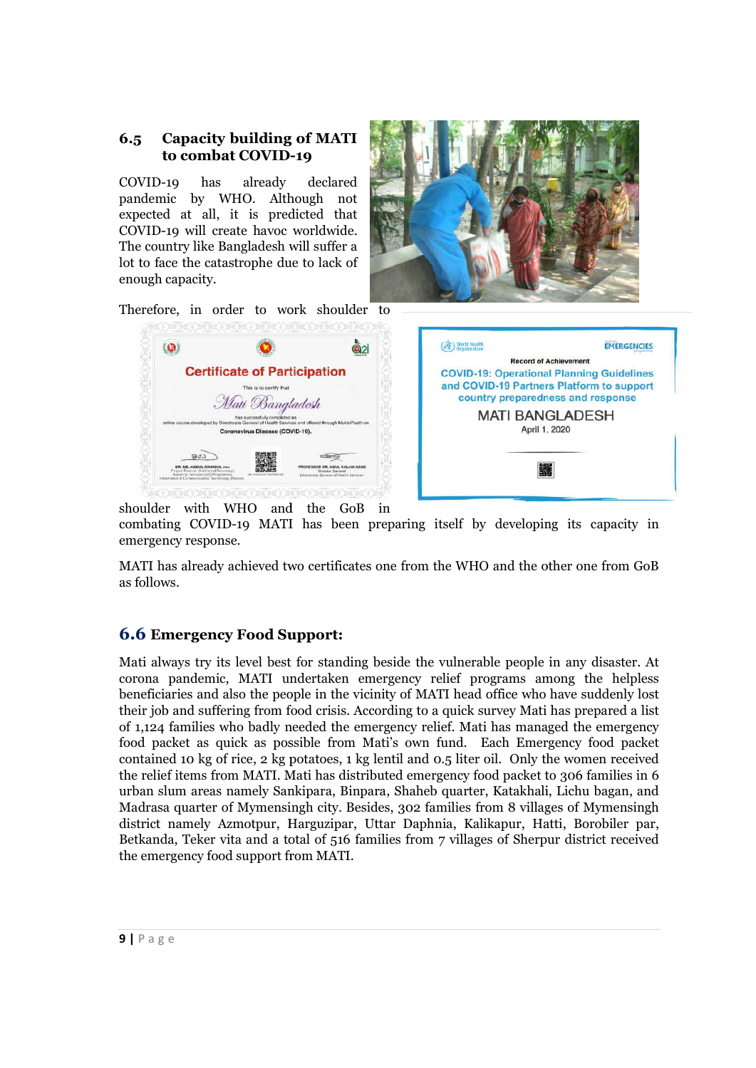## 6.5 Capacity building of MATI to combat COVID-19

COVID-19 has already declared pandemic by WHO. Although not expected at all, it is predicted that COVID-19 will create havoc worldwide. The country like Bangladesh will suffer a lot to face the catastrophe due to lack of enough capacity.

Therefore, in order to work shoulder to shoulder with WHO and the GoB in combating COVID-19 MATI has been preparing itself by developing its capacity in emergency response.

MATI has already achieved two certificates one from the WHO and the other one from GoB as follows.

## 6.6 Emergency Food Support:

Mati always try its level best for standing beside the vulnerable people in any disaster. At corona pandemic, MATI undertaken emergency relief programs among the helpless beneficiaries and also the people in the vicinity of MATI head office who have suddenly lost their job and suffering from food crisis. According to a quick survey Mati has prepared a list of 1,124 families who badly needed the emergency relief. Mati has managed the emergency food packet as quick as possible from Mati's own fund. Each Emergency food packet contained 10 kg of rice, 2 kg potatoes, 1 kg lentil and 0.5 liter oil. Only the women received the relief items from MATI. Mati has distributed emergency food packet to 306 families in 6 urban slum areas namely Sankipara, Binpara, Shaheb quarter, Katakhali, Lichu bagan, and Madrasa quarter of Mymensingh city. Besides, 302 families from 8 villages of Mymensingh district namely Azmotpur, Harguzipar, Uttar Daphnia, Kalikapur, Hatti, Borobiler par, Betkanda, Teker vita and a total of 516 families from 7 villages of Sherpur district received the emergency food support from MATI.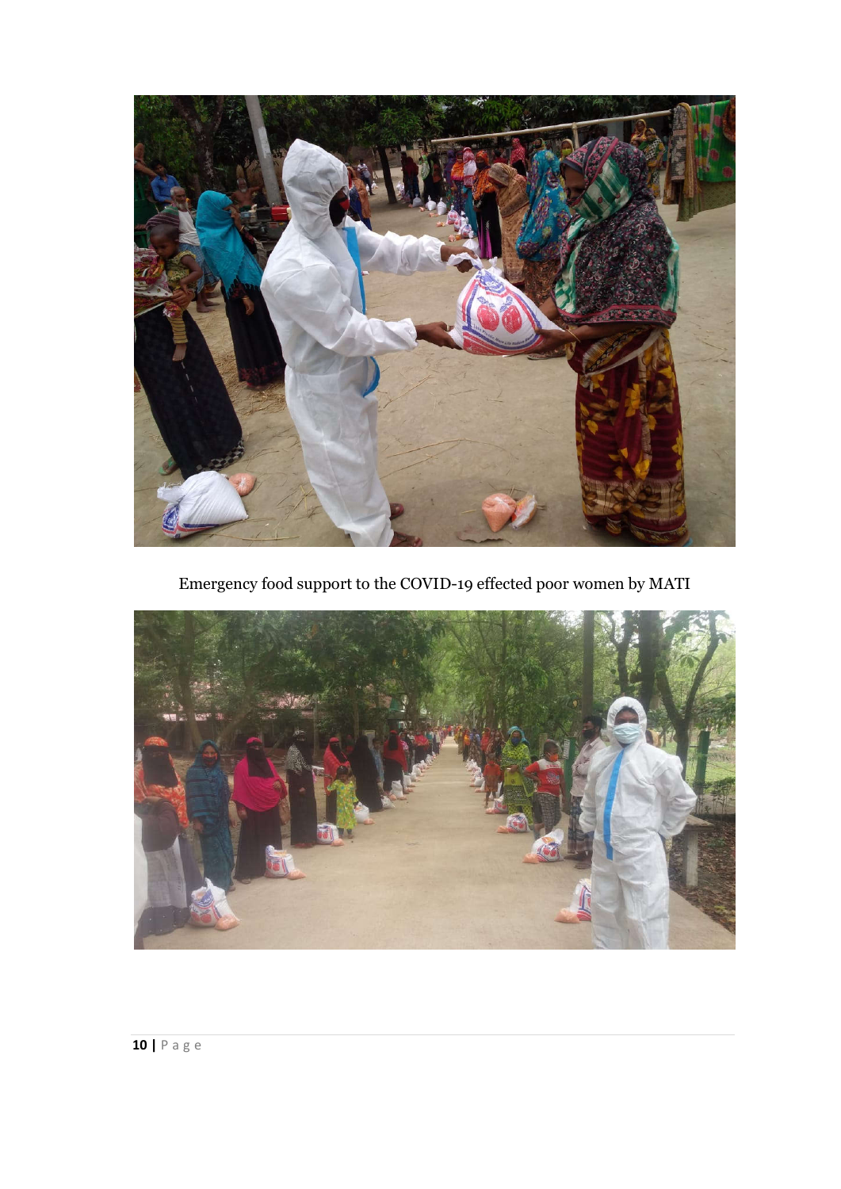Emergency food support to the COVID-19 effected poor women by MATI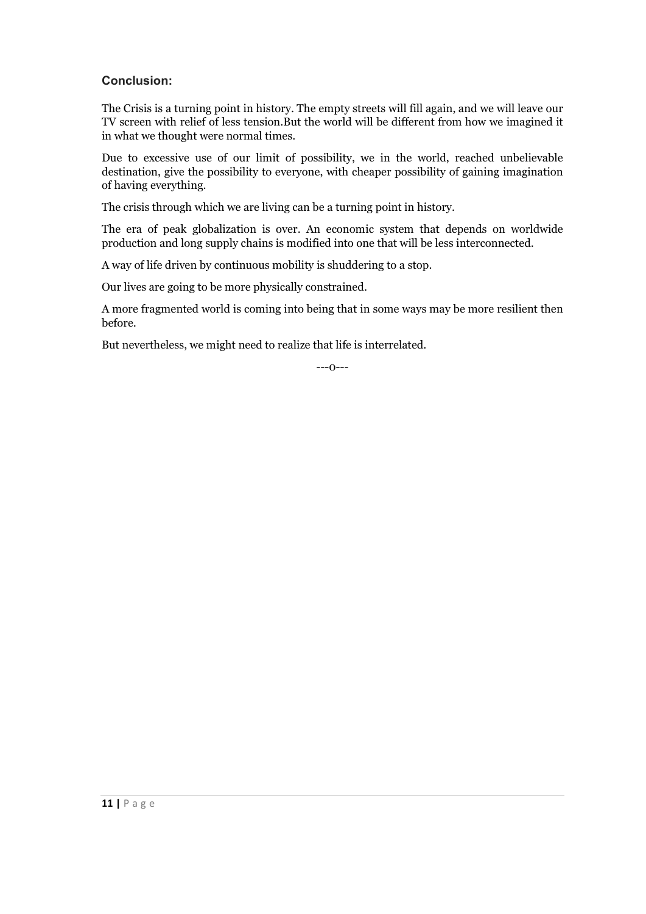## Conclusion:

The Crisis is a turning point in history. The empty streets will fill again, and we will leave our TV screen with relief of less tension.But the world will be different from how we imagined it in what we thought were normal times.

Due to excessive use of our limit of possibility, we in the world, reached unbelievable destination, give the possibility to everyone, with cheaper possibility of gaining imagination of having everything.

The crisis through which we are living can be a turning point in history.

The era of peak globalization is over. An economic system that depends on worldwide production and long supply chains is modified into one that will be less interconnected.

A way of life driven by continuous mobility is shuddering to a stop.

Our lives are going to be more physically constrained.

A more fragmented world is coming into being that in some ways may be more resilient then before.

But nevertheless, we might need to realize that life is interrelated.

---o---